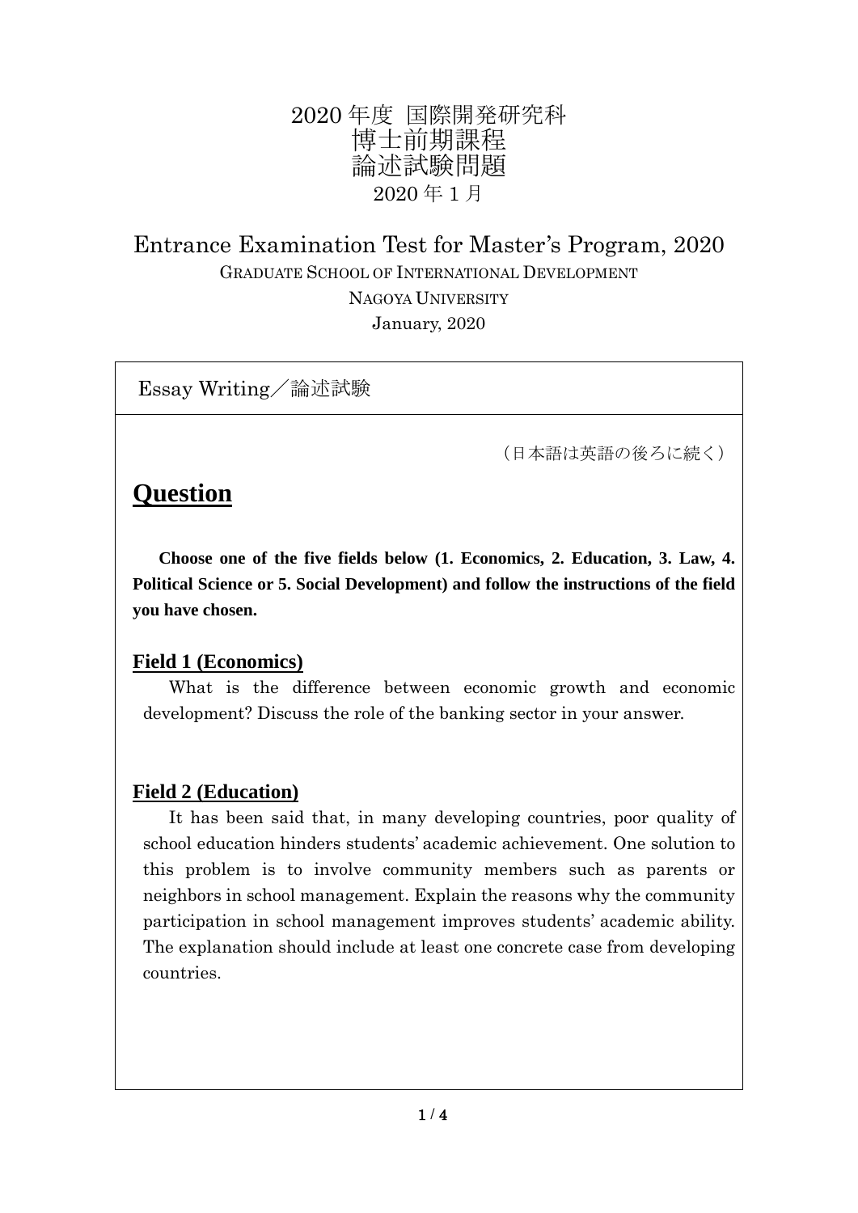# 2020 年度 国際開発研究科
# 博士前期課程
# 論述試験問題
2020 年 1 月

## Entrance Examination Test for Master's Program, 2020
GRADUATE SCHOOL OF INTERNATIONAL DEVELOPMENT

NAGOYA UNIVERSITY

January, 2020

Essay Writing／論述試験

（日本語は英語の後ろに続く）

## **Question**

**Choose one of the five fields below (1. Economics, 2. Education, 3. Law, 4. Political Science or 5. Social Development) and follow the instructions of the field you have chosen.**

### **Field 1 (Economics)**

What is the difference between economic growth and economic development? Discuss the role of the banking sector in your answer.

### **Field 2 (Education)**

It has been said that, in many developing countries, poor quality of school education hinders students' academic achievement. One solution to this problem is to involve community members such as parents or neighbors in school management. Explain the reasons why the community participation in school management improves students' academic ability. The explanation should include at least one concrete case from developing countries.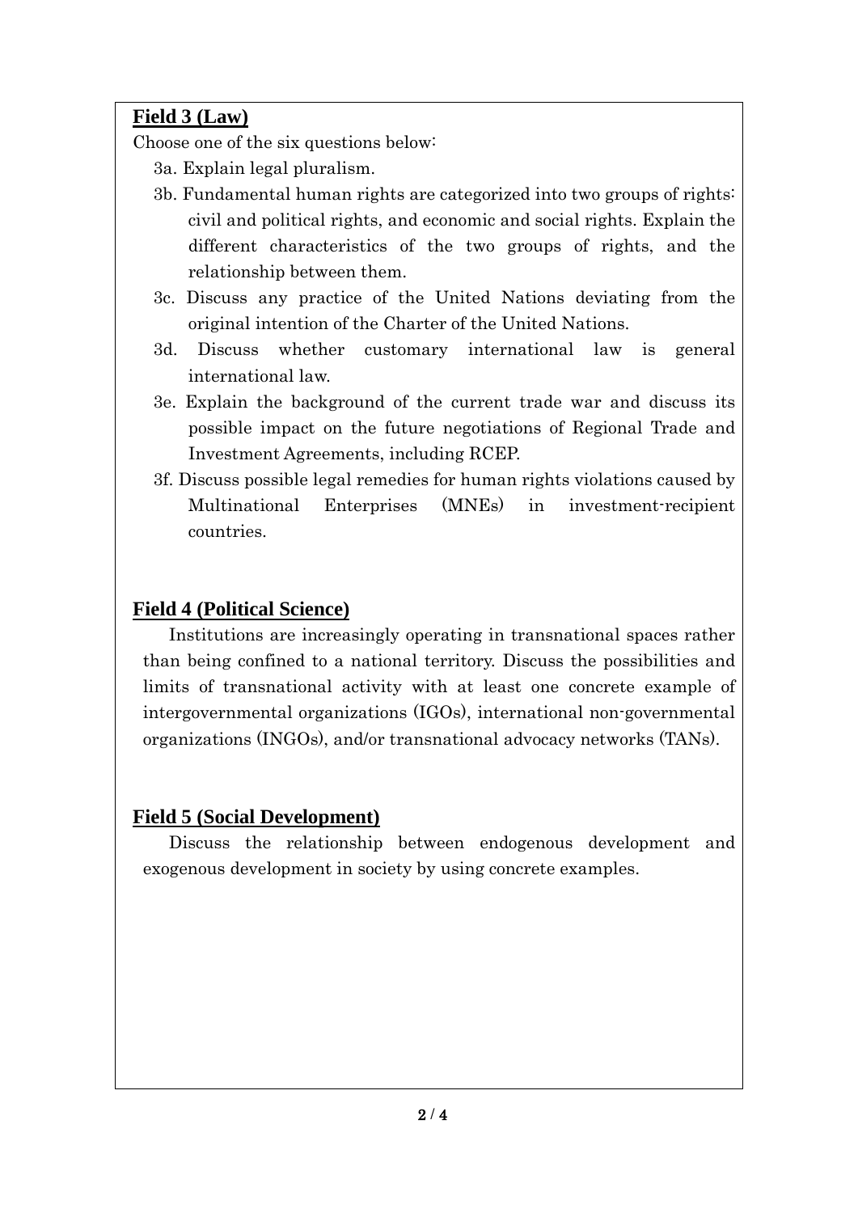## Field 3 (Law)

Choose one of the six questions below:

3a. Explain legal pluralism.

3b. Fundamental human rights are categorized into two groups of rights: civil and political rights, and economic and social rights. Explain the different characteristics of the two groups of rights, and the relationship between them.

3c. Discuss any practice of the United Nations deviating from the original intention of the Charter of the United Nations.

3d. Discuss whether customary international law is general international law.

3e. Explain the background of the current trade war and discuss its possible impact on the future negotiations of Regional Trade and Investment Agreements, including RCEP.

3f. Discuss possible legal remedies for human rights violations caused by Multinational Enterprises (MNEs) in investment-recipient countries.

## Field 4 (Political Science)

Institutions are increasingly operating in transnational spaces rather than being confined to a national territory. Discuss the possibilities and limits of transnational activity with at least one concrete example of intergovernmental organizations (IGOs), international non-governmental organizations (INGOs), and/or transnational advocacy networks (TANs).

## Field 5 (Social Development)

Discuss the relationship between endogenous development and exogenous development in society by using concrete examples.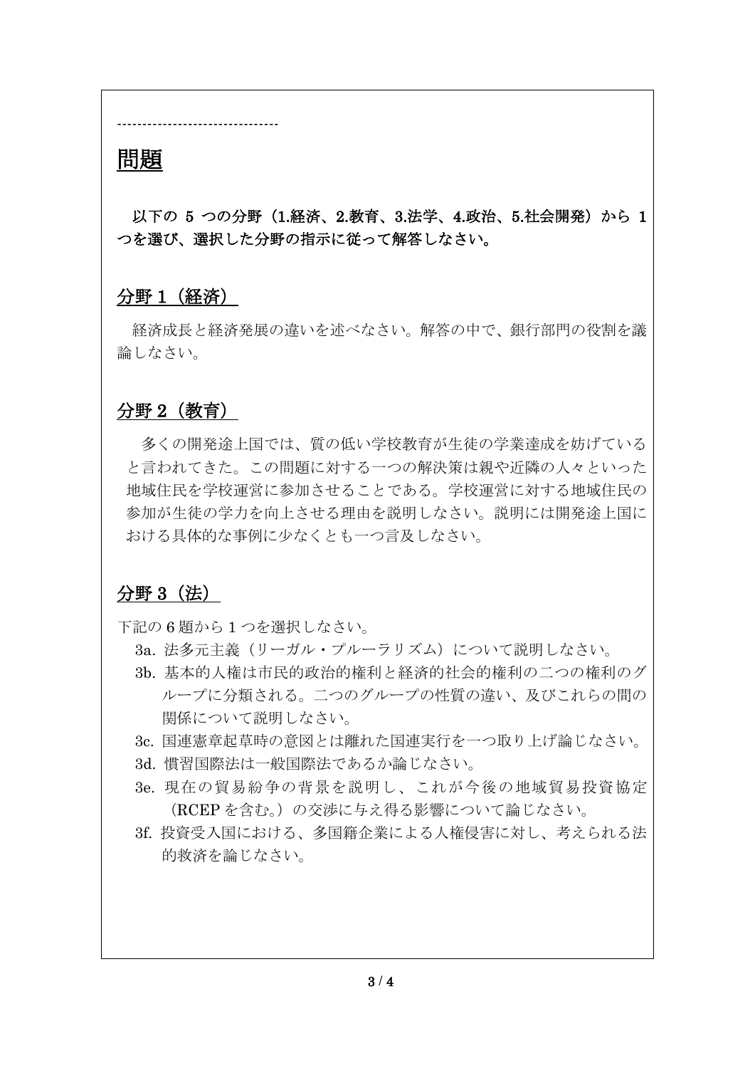--------------------------------

# 問題

**以下の 5 つの分野（1.経済、2.教育、3.法学、4.政治、5.社会開発）から 1 つを選び、選択した分野の指示に従って解答しなさい。**

## 分野 1（経済）

経済成長と経済発展の違いを述べなさい。解答の中で、銀行部門の役割を議論しなさい。

## 分野 2（教育）

多くの開発途上国では、質の低い学校教育が生徒の学業達成を妨げていると言われてきた。この問題に対する一つの解決策は親や近隣の人々といった地域住民を学校運営に参加させることである。学校運営に対する地域住民の参加が生徒の学力を向上させる理由を説明しなさい。説明には開発途上国における具体的な事例に少なくとも一つ言及しなさい。

## 分野 3（法）

下記の 6 題から 1 つを選択しなさい。

3a. 法多元主義（リーガル・プルーラリズム）について説明しなさい。

3b. 基本的人権は市民的政治的権利と経済的社会的権利の二つの権利のグループに分類される。二つのグループの性質の違い、及びこれらの間の関係について説明しなさい。

3c. 国連憲章起草時の意図とは離れた国連実行を一つ取り上げ論じなさい。

3d. 慣習国際法は一般国際法であるか論じなさい。

3e. 現在の貿易紛争の背景を説明し、これが今後の地域貿易投資協定（RCEP を含む。）の交渉に与え得る影響について論じなさい。

3f. 投資受入国における、多国籍企業による人権侵害に対し、考えられる法的救済を論じなさい。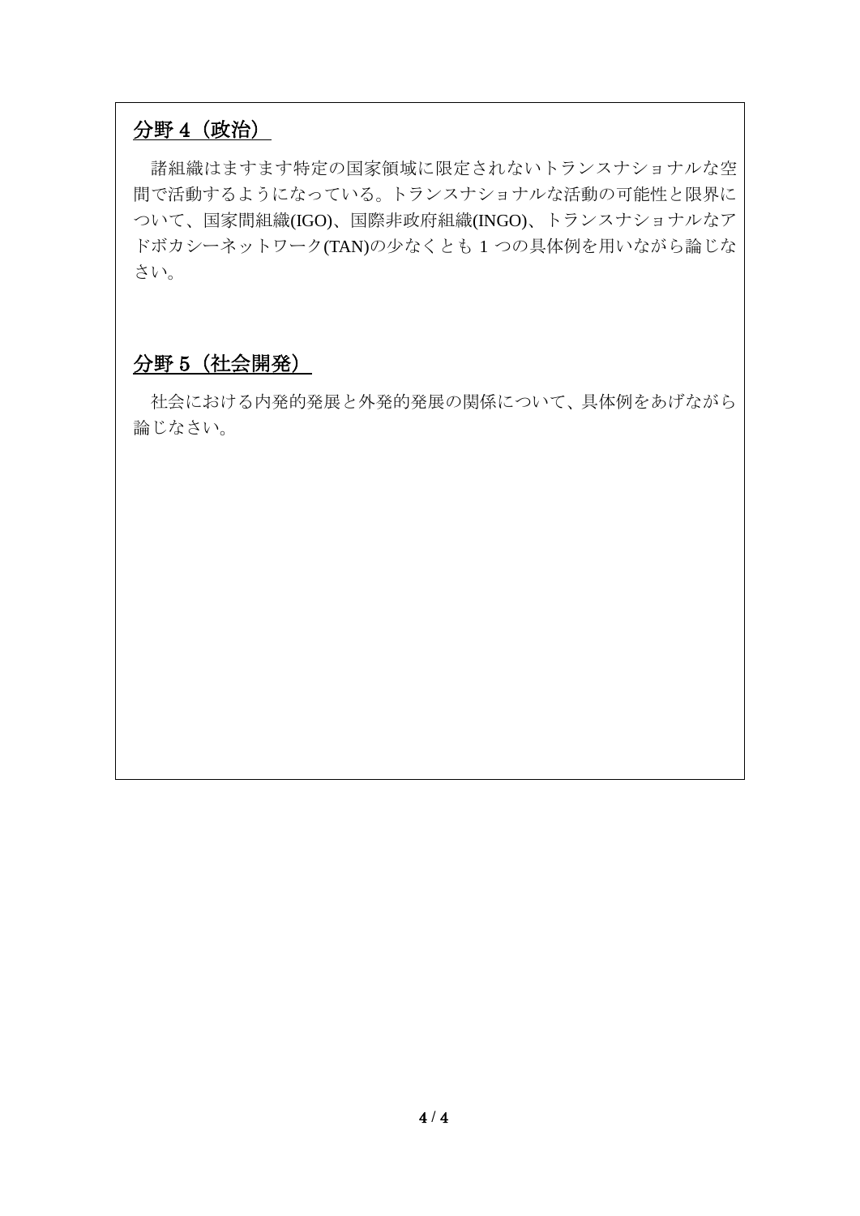## 分野 4（政治）

諸組織はますます特定の国家領域に限定されないトランスナショナルな空間で活動するようになっている。トランスナショナルな活動の可能性と限界について、国家間組織(IGO)、国際非政府組織(INGO)、トランスナショナルなアドボカシーネットワーク(TAN)の少なくとも 1 つの具体例を用いながら論じなさい。

## 分野 5（社会開発）

社会における内発的発展と外発的発展の関係について、具体例をあげながら論じなさい。